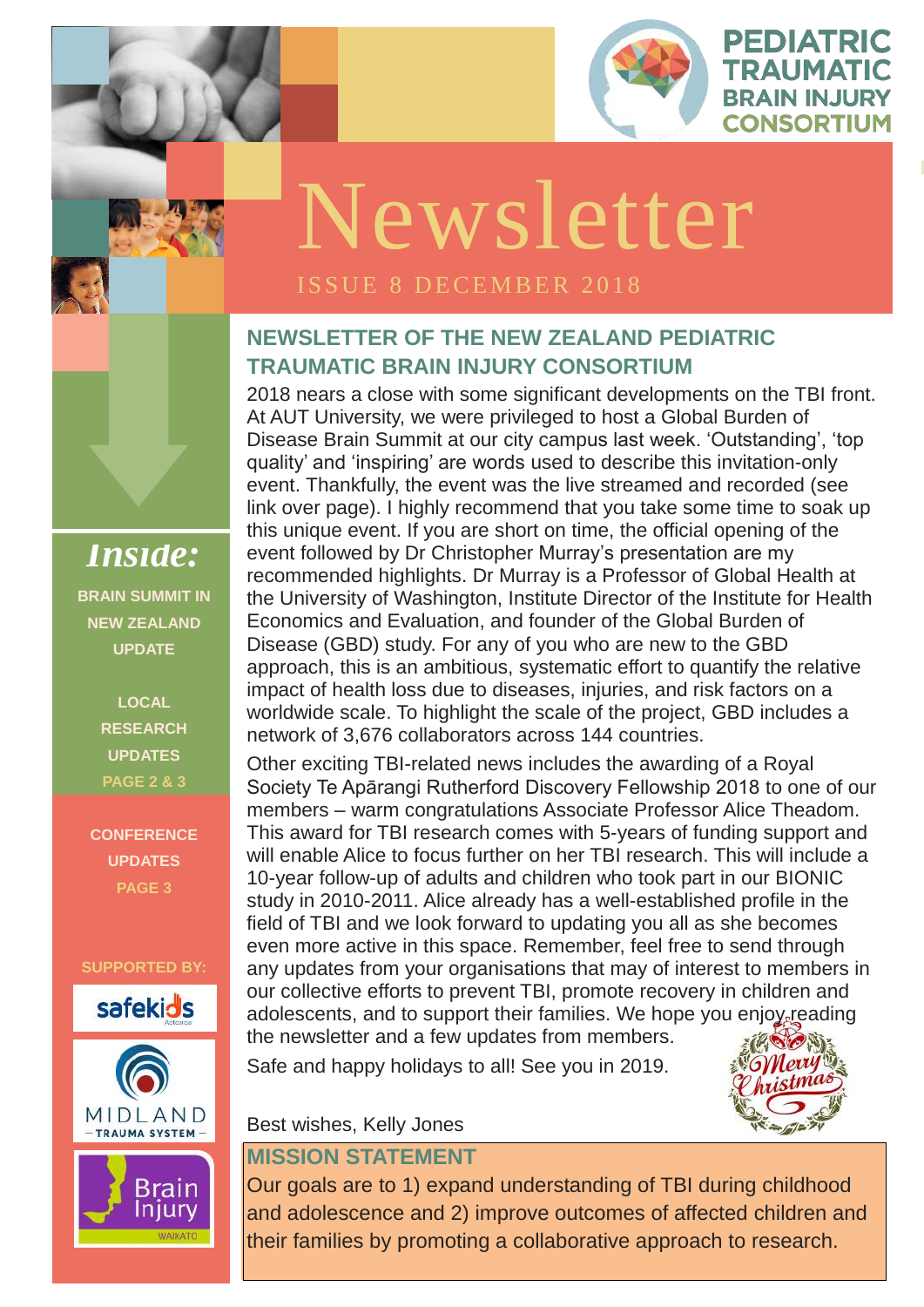# PEDIATRIC TRAUMATIC BRAIN INJURY CONSORTIUM

# Newsletter

ISSUE 8 DECEMBER 2018

## NEWSLETTER OF THE NEW ZEALAND PEDIATRIC TRAUMATIC BRAIN INJURY CONSORTIUM

2018 nears a close with some significant developments on the TBI front. At AUT University, we were privileged to host a Global Burden of Disease Brain Summit at our city campus last week. 'Outstanding', 'top quality' and 'inspiring' are words used to describe this invitation-only event. Thankfully, the event was the live streamed and recorded (see link over page). I highly recommend that you take some time to soak up this unique event. If you are short on time, the official opening of the event followed by Dr Christopher Murray's presentation are my recommended highlights. Dr Murray is a Professor of Global Health at the University of Washington, Institute Director of the Institute for Health Economics and Evaluation, and founder of the Global Burden of Disease (GBD) study. For any of you who are new to the GBD approach, this is an ambitious, systematic effort to quantify the relative impact of health loss due to diseases, injuries, and risk factors on a worldwide scale. To highlight the scale of the project, GBD includes a network of 3,676 collaborators across 144 countries.

Other exciting TBI-related news includes the awarding of a Royal Society Te Apārangi Rutherford Discovery Fellowship 2018 to one of our members – warm congratulations Associate Professor Alice Theadom. This award for TBI research comes with 5-years of funding support and will enable Alice to focus further on her TBI research. This will include a 10-year follow-up of adults and children who took part in our BIONIC study in 2010-2011. Alice already has a well-established profile in the field of TBI and we look forward to updating you all as she becomes even more active in this space. Remember, feel free to send through any updates from your organisations that may of interest to members in our collective efforts to prevent TBI, promote recovery in children and adolescents, and to support their families. We hope you enjoy reading the newsletter and a few updates from members.

Safe and happy holidays to all! See you in 2019.

Merry Christmas

Best wishes, Kelly Jones

## MISSION STATEMENT

Our goals are to 1) expand understanding of TBI during childhood and adolescence and 2) improve outcomes of affected children and their families by promoting a collaborative approach to research.

## *Inside:*

**BRAIN SUMMIT IN NEW ZEALAND UPDATE**

**LOCAL RESEARCH UPDATES**
**PAGE 2 & 3**

**CONFERENCE UPDATES**
**PAGE 3**

**SUPPORTED BY:**

safekids Aotearoa

MIDLAND TRAUMA SYSTEM

Brain Injury WAIKATO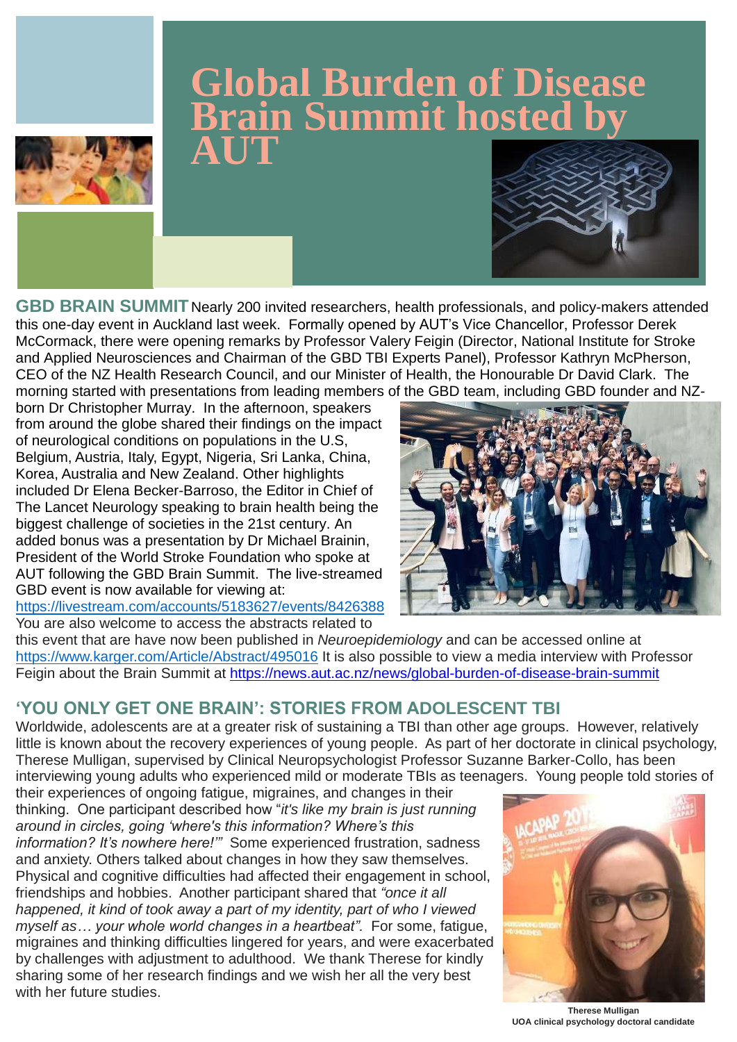# Global Burden of Disease Brain Summit hosted by AUT

**GBD BRAIN SUMMIT** Nearly 200 invited researchers, health professionals, and policy-makers attended this one-day event in Auckland last week. Formally opened by AUT's Vice Chancellor, Professor Derek McCormack, there were opening remarks by Professor Valery Feigin (Director, National Institute for Stroke and Applied Neurosciences and Chairman of the GBD TBI Experts Panel), Professor Kathryn McPherson, CEO of the NZ Health Research Council, and our Minister of Health, the Honourable Dr David Clark. The morning started with presentations from leading members of the GBD team, including GBD founder and NZ-born Dr Christopher Murray. In the afternoon, speakers from around the globe shared their findings on the impact of neurological conditions on populations in the U.S, Belgium, Austria, Italy, Egypt, Nigeria, Sri Lanka, China, Korea, Australia and New Zealand. Other highlights included Dr Elena Becker-Barroso, the Editor in Chief of The Lancet Neurology speaking to brain health being the biggest challenge of societies in the 21st century. An added bonus was a presentation by Dr Michael Brainin, President of the World Stroke Foundation who spoke at AUT following the GBD Brain Summit. The live-streamed GBD event is now available for viewing at: https://livestream.com/accounts/5183627/events/8426388 You are also welcome to access the abstracts related to this event that are have now been published in *Neuroepidemiology* and can be accessed online at https://www.karger.com/Article/Abstract/495016 It is also possible to view a media interview with Professor Feigin about the Brain Summit at https://news.aut.ac.nz/news/global-burden-of-disease-brain-summit

## 'YOU ONLY GET ONE BRAIN': STORIES FROM ADOLESCENT TBI

Worldwide, adolescents are at a greater risk of sustaining a TBI than other age groups. However, relatively little is known about the recovery experiences of young people. As part of her doctorate in clinical psychology, Therese Mulligan, supervised by Clinical Neuropsychologist Professor Suzanne Barker-Collo, has been interviewing young adults who experienced mild or moderate TBIs as teenagers. Young people told stories of their experiences of ongoing fatigue, migraines, and changes in their thinking. One participant described how "*it's like my brain is just running around in circles, going 'where's this information? Where's this information? It's nowhere here!'*" Some experienced frustration, sadness and anxiety. Others talked about changes in how they saw themselves. Physical and cognitive difficulties had affected their engagement in school, friendships and hobbies. Another participant shared that *"once it all happened, it kind of took away a part of my identity, part of who I viewed myself as… your whole world changes in a heartbeat".* For some, fatigue, migraines and thinking difficulties lingered for years, and were exacerbated by challenges with adjustment to adulthood. We thank Therese for kindly sharing some of her research findings and we wish her all the very best with her future studies.

**Therese Mulligan**
**UOA clinical psychology doctoral candidate**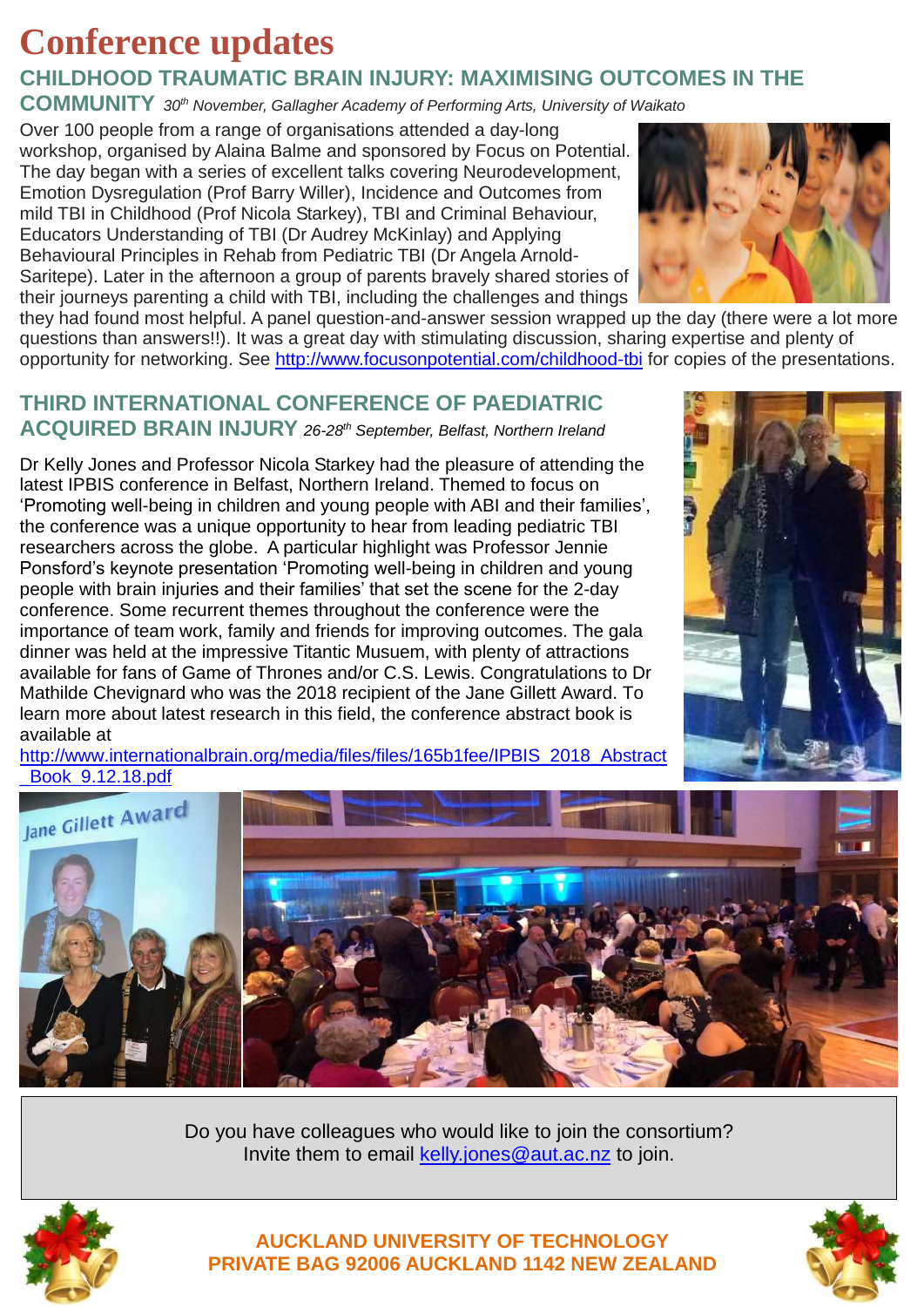# Conference updates

## CHILDHOOD TRAUMATIC BRAIN INJURY: MAXIMISING OUTCOMES IN THE COMMUNITY

*30th November, Gallagher Academy of Performing Arts, University of Waikato*

Over 100 people from a range of organisations attended a day-long workshop, organised by Alaina Balme and sponsored by Focus on Potential. The day began with a series of excellent talks covering Neurodevelopment, Emotion Dysregulation (Prof Barry Willer), Incidence and Outcomes from mild TBI in Childhood (Prof Nicola Starkey), TBI and Criminal Behaviour, Educators Understanding of TBI (Dr Audrey McKinlay) and Applying Behavioural Principles in Rehab from Pediatric TBI (Dr Angela Arnold-Saritepe). Later in the afternoon a group of parents bravely shared stories of their journeys parenting a child with TBI, including the challenges and things they had found most helpful. A panel question-and-answer session wrapped up the day (there were a lot more questions than answers!!). It was a great day with stimulating discussion, sharing expertise and plenty of opportunity for networking. See http://www.focusonpotential.com/childhood-tbi for copies of the presentations.

## THIRD INTERNATIONAL CONFERENCE OF PAEDIATRIC ACQUIRED BRAIN INJURY

*26-28th September, Belfast, Northern Ireland*

Dr Kelly Jones and Professor Nicola Starkey had the pleasure of attending the latest IPBIS conference in Belfast, Northern Ireland. Themed to focus on 'Promoting well-being in children and young people with ABI and their families', the conference was a unique opportunity to hear from leading pediatric TBI researchers across the globe. A particular highlight was Professor Jennie Ponsford's keynote presentation 'Promoting well-being in children and young people with brain injuries and their families' that set the scene for the 2-day conference. Some recurrent themes throughout the conference were the importance of team work, family and friends for improving outcomes. The gala dinner was held at the impressive Titantic Musuem, with plenty of attractions available for fans of Game of Thrones and/or C.S. Lewis. Congratulations to Dr Mathilde Chevignard who was the 2018 recipient of the Jane Gillett Award. To learn more about latest research in this field, the conference abstract book is available at http://www.internationalbrain.org/media/files/files/165b1fee/IPBIS_2018_Abstract_Book_9.12.18.pdf

Do you have colleagues who would like to join the consortium?
Invite them to email kelly.jones@aut.ac.nz to join.

**AUCKLAND UNIVERSITY OF TECHNOLOGY**
**PRIVATE BAG 92006 AUCKLAND 1142 NEW ZEALAND**